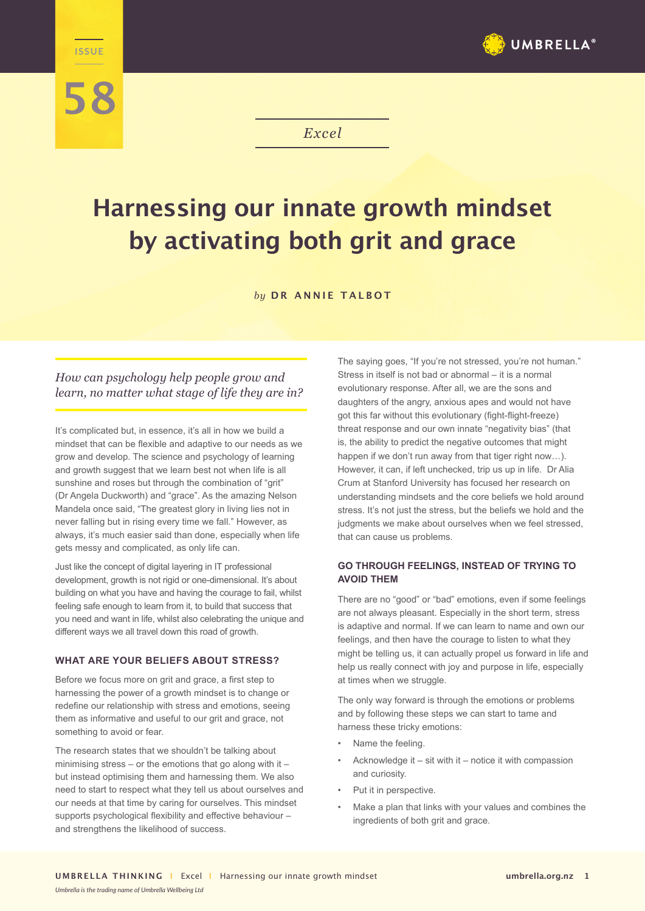ISSUE 58

*Excel*

# Harnessing our innate growth mindset by activating both grit and grace

*by* **DR ANNIE TALBOT**

*How can psychology help people grow and learn, no matter what stage of life they are in?*

It's complicated but, in essence, it's all in how we build a mindset that can be flexible and adaptive to our needs as we grow and develop. The science and psychology of learning and growth suggest that we learn best not when life is all sunshine and roses but through the combination of "grit" (Dr Angela Duckworth) and "grace". As the amazing Nelson Mandela once said, "The greatest glory in living lies not in never falling but in rising every time we fall." However, as always, it's much easier said than done, especially when life gets messy and complicated, as only life can.

Just like the concept of digital layering in IT professional development, growth is not rigid or one-dimensional. It's about building on what you have and having the courage to fail, whilst feeling safe enough to learn from it, to build that success that you need and want in life, whilst also celebrating the unique and different ways we all travel down this road of growth.

## WHAT ARE YOUR BELIEFS ABOUT STRESS?

Before we focus more on grit and grace, a first step to harnessing the power of a growth mindset is to change or redefine our relationship with stress and emotions, seeing them as informative and useful to our grit and grace, not something to avoid or fear.

The research states that we shouldn't be talking about minimising stress – or the emotions that go along with it – but instead optimising them and harnessing them. We also need to start to respect what they tell us about ourselves and our needs at that time by caring for ourselves. This mindset supports psychological flexibility and effective behaviour – and strengthens the likelihood of success.

The saying goes, "If you're not stressed, you're not human." Stress in itself is not bad or abnormal – it is a normal evolutionary response. After all, we are the sons and daughters of the angry, anxious apes and would not have got this far without this evolutionary (fight-flight-freeze) threat response and our own innate "negativity bias" (that is, the ability to predict the negative outcomes that might happen if we don't run away from that tiger right now…). However, it can, if left unchecked, trip us up in life. Dr Alia Crum at Stanford University has focused her research on understanding mindsets and the core beliefs we hold around stress. It's not just the stress, but the beliefs we hold and the judgments we make about ourselves when we feel stressed, that can cause us problems.

## GO THROUGH FEELINGS, INSTEAD OF TRYING TO AVOID THEM

There are no "good" or "bad" emotions, even if some feelings are not always pleasant. Especially in the short term, stress is adaptive and normal. If we can learn to name and own our feelings, and then have the courage to listen to what they might be telling us, it can actually propel us forward in life and help us really connect with joy and purpose in life, especially at times when we struggle.

The only way forward is through the emotions or problems and by following these steps we can start to tame and harness these tricky emotions:

- Name the feeling.
- Acknowledge it – sit with it – notice it with compassion and curiosity.
- Put it in perspective.
- Make a plan that links with your values and combines the ingredients of both grit and grace.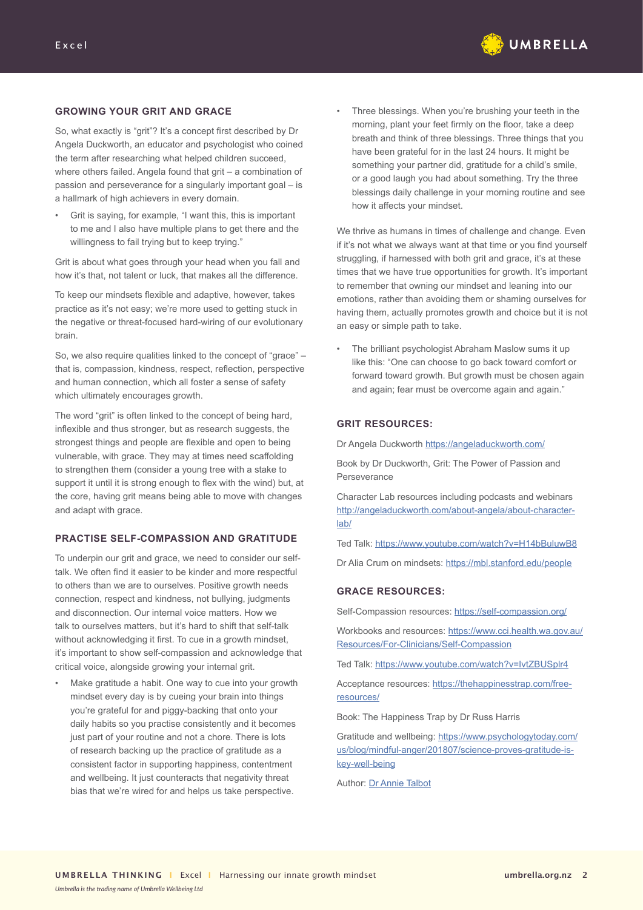## GROWING YOUR GRIT AND GRACE

So, what exactly is "grit"? It's a concept first described by Dr Angela Duckworth, an educator and psychologist who coined the term after researching what helped children succeed, where others failed. Angela found that grit – a combination of passion and perseverance for a singularly important goal – is a hallmark of high achievers in every domain.

- Grit is saying, for example, "I want this, this is important to me and I also have multiple plans to get there and the willingness to fail trying but to keep trying."

Grit is about what goes through your head when you fall and how it's that, not talent or luck, that makes all the difference.

To keep our mindsets flexible and adaptive, however, takes practice as it's not easy; we're more used to getting stuck in the negative or threat-focused hard-wiring of our evolutionary brain.

So, we also require qualities linked to the concept of "grace" – that is, compassion, kindness, respect, reflection, perspective and human connection, which all foster a sense of safety which ultimately encourages growth.

The word "grit" is often linked to the concept of being hard, inflexible and thus stronger, but as research suggests, the strongest things and people are flexible and open to being vulnerable, with grace. They may at times need scaffolding to strengthen them (consider a young tree with a stake to support it until it is strong enough to flex with the wind) but, at the core, having grit means being able to move with changes and adapt with grace.

## PRACTISE SELF-COMPASSION AND GRATITUDE

To underpin our grit and grace, we need to consider our self-talk. We often find it easier to be kinder and more respectful to others than we are to ourselves. Positive growth needs connection, respect and kindness, not bullying, judgments and disconnection. Our internal voice matters. How we talk to ourselves matters, but it's hard to shift that self-talk without acknowledging it first. To cue in a growth mindset, it's important to show self-compassion and acknowledge that critical voice, alongside growing your internal grit.

- Make gratitude a habit. One way to cue into your growth mindset every day is by cueing your brain into things you're grateful for and piggy-backing that onto your daily habits so you practise consistently and it becomes just part of your routine and not a chore. There is lots of research backing up the practice of gratitude as a consistent factor in supporting happiness, contentment and wellbeing. It just counteracts that negativity threat bias that we're wired for and helps us take perspective.
- Three blessings. When you're brushing your teeth in the morning, plant your feet firmly on the floor, take a deep breath and think of three blessings. Three things that you have been grateful for in the last 24 hours. It might be something your partner did, gratitude for a child's smile, or a good laugh you had about something. Try the three blessings daily challenge in your morning routine and see how it affects your mindset.

We thrive as humans in times of challenge and change. Even if it's not what we always want at that time or you find yourself struggling, if harnessed with both grit and grace, it's at these times that we have true opportunities for growth. It's important to remember that owning our mindset and leaning into our emotions, rather than avoiding them or shaming ourselves for having them, actually promotes growth and choice but it is not an easy or simple path to take.

- The brilliant psychologist Abraham Maslow sums it up like this: "One can choose to go back toward comfort or forward toward growth. But growth must be chosen again and again; fear must be overcome again and again."

### GRIT RESOURCES:

Dr Angela Duckworth https://angeladuckworth.com/

Book by Dr Duckworth, Grit: The Power of Passion and Perseverance

Character Lab resources including podcasts and webinars http://angeladuckworth.com/about-angela/about-character-lab/

Ted Talk: https://www.youtube.com/watch?v=H14bBuluwB8

Dr Alia Crum on mindsets: https://mbl.stanford.edu/people

### GRACE RESOURCES:

Self-Compassion resources: https://self-compassion.org/

Workbooks and resources: https://www.cci.health.wa.gov.au/Resources/For-Clinicians/Self-Compassion

Ted Talk: https://www.youtube.com/watch?v=IvtZBUSplr4

Acceptance resources: https://thehappinesstrap.com/free-resources/

Book: The Happiness Trap by Dr Russ Harris

Gratitude and wellbeing: https://www.psychologytoday.com/us/blog/mindful-anger/201807/science-proves-gratitude-is-key-well-being

Author: Dr Annie Talbot